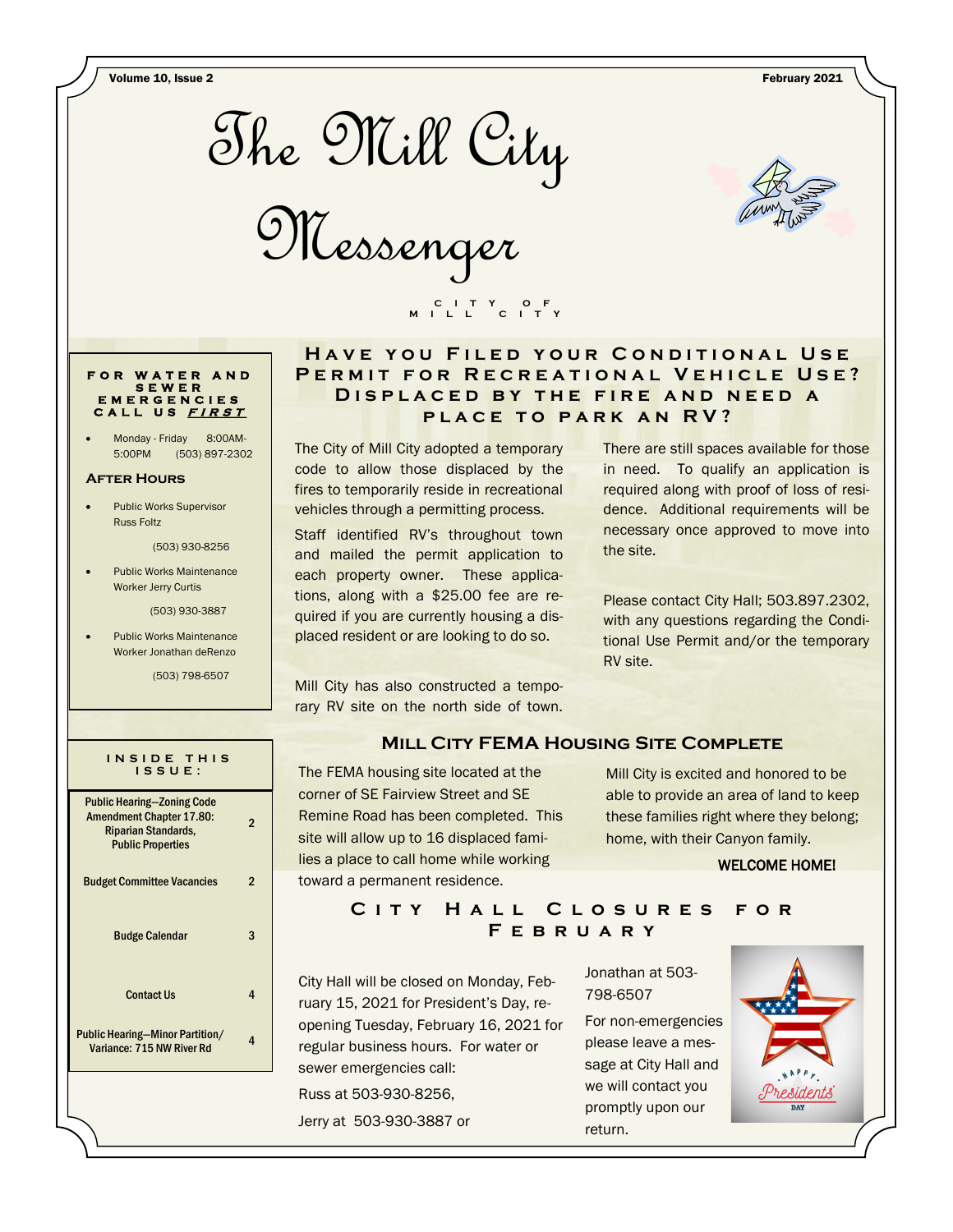# The Mill City Messenger

CITY OF MILL CITY

Volume 10, Issue 2 — February 2021

**FOR WATER AND SEWER EMERGENCIES CALL US *FIRST***

- Monday - Friday 8:00AM-5:00PM (503) 897-2302

**After Hours**

- Public Works Supervisor Russ Foltz

  (503) 930-8256

- Public Works Maintenance Worker Jerry Curtis

  (503) 930-3887

- Public Works Maintenance Worker Jonathan deRenzo

  (503) 798-6507

**INSIDE THIS ISSUE:**

| | |
|---|---|
| Public Hearing—Zoning Code Amendment Chapter 17.80: Riparian Standards, Public Properties | 2 |
| Budget Committee Vacancies | 2 |
| Budge Calendar | 3 |
| Contact Us | 4 |
| Public Hearing—Minor Partition/ Variance: 715 NW River Rd | 4 |

## Have you Filed your Conditional Use Permit for Recreational Vehicle Use? Displaced by the fire and need a place to park an RV?

The City of Mill City adopted a temporary code to allow those displaced by the fires to temporarily reside in recreational vehicles through a permitting process.

Staff identified RV's throughout town and mailed the permit application to each property owner. These applications, along with a $25.00 fee are required if you are currently housing a displaced resident or are looking to do so.

Mill City has also constructed a temporary RV site on the north side of town. There are still spaces available for those in need. To qualify an application is required along with proof of loss of residence. Additional requirements will be necessary once approved to move into the site.

Please contact City Hall; 503.897.2302, with any questions regarding the Conditional Use Permit and/or the temporary RV site.

## Mill City FEMA Housing Site Complete

The FEMA housing site located at the corner of SE Fairview Street and SE Remine Road has been completed. This site will allow up to 16 displaced families a place to call home while working toward a permanent residence.

Mill City is excited and honored to be able to provide an area of land to keep these families right where they belong; home, with their Canyon family.

WELCOME HOME!

## City Hall Closures for February

City Hall will be closed on Monday, February 15, 2021 for President's Day, reopening Tuesday, February 16, 2021 for regular business hours. For water or sewer emergencies call:

Russ at 503-930-8256,

Jerry at 503-930-3887 or

Jonathan at 503-798-6507

For non-emergencies please leave a message at City Hall and we will contact you promptly upon our return.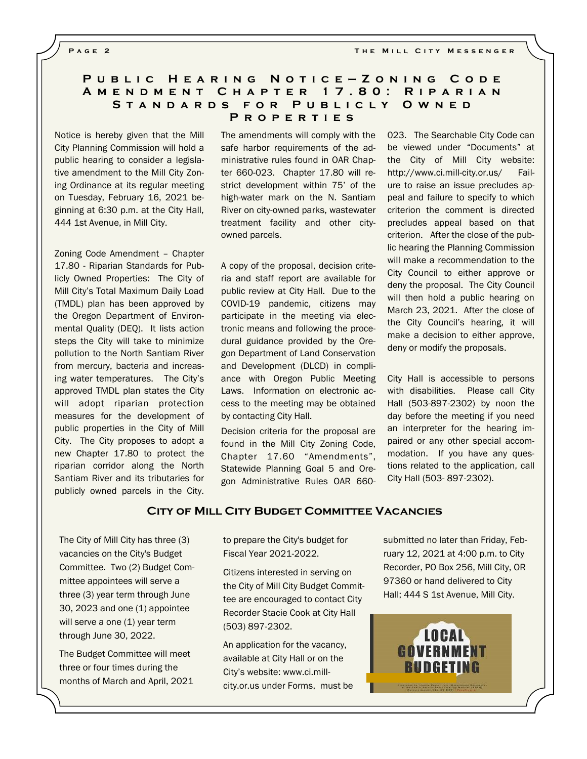## Public Hearing Notice—Zoning Code Amendment Chapter 17.80: Riparian Standards for Publicly Owned Properties

Notice is hereby given that the Mill City Planning Commission will hold a public hearing to consider a legislative amendment to the Mill City Zoning Ordinance at its regular meeting on Tuesday, February 16, 2021 beginning at 6:30 p.m. at the City Hall, 444 1st Avenue, in Mill City.

Zoning Code Amendment – Chapter 17.80 - Riparian Standards for Publicly Owned Properties: The City of Mill City's Total Maximum Daily Load (TMDL) plan has been approved by the Oregon Department of Environmental Quality (DEQ). It lists action steps the City will take to minimize pollution to the North Santiam River from mercury, bacteria and increasing water temperatures. The City's approved TMDL plan states the City will adopt riparian protection measures for the development of public properties in the City of Mill City. The City proposes to adopt a new Chapter 17.80 to protect the riparian corridor along the North Santiam River and its tributaries for publicly owned parcels in the City. The amendments will comply with the safe harbor requirements of the administrative rules found in OAR Chapter 660-023. Chapter 17.80 will restrict development within 75' of the high-water mark on the N. Santiam River on city-owned parks, wastewater treatment facility and other city-owned parcels.

A copy of the proposal, decision criteria and staff report are available for public review at City Hall. Due to the COVID-19 pandemic, citizens may participate in the meeting via electronic means and following the procedural guidance provided by the Oregon Department of Land Conservation and Development (DLCD) in compliance with Oregon Public Meeting Laws. Information on electronic access to the meeting may be obtained by contacting City Hall.

Decision criteria for the proposal are found in the Mill City Zoning Code, Chapter 17.60 "Amendments", Statewide Planning Goal 5 and Oregon Administrative Rules OAR 660-023. The Searchable City Code can be viewed under "Documents" at the City of Mill City website: http://www.ci.mill-city.or.us/ Failure to raise an issue precludes appeal and failure to specify to which criterion the comment is directed precludes appeal based on that criterion. After the close of the public hearing the Planning Commission will make a recommendation to the City Council to either approve or deny the proposal. The City Council will then hold a public hearing on March 23, 2021. After the close of the City Council's hearing, it will make a decision to either approve, deny or modify the proposals.

City Hall is accessible to persons with disabilities. Please call City Hall (503-897-2302) by noon the day before the meeting if you need an interpreter for the hearing impaired or any other special accommodation. If you have any questions related to the application, call City Hall (503- 897-2302).

## City of Mill City Budget Committee Vacancies

The City of Mill City has three (3) vacancies on the City's Budget Committee. Two (2) Budget Committee appointees will serve a three (3) year term through June 30, 2023 and one (1) appointee will serve a one (1) year term through June 30, 2022.

The Budget Committee will meet three or four times during the months of March and April, 2021 to prepare the City's budget for Fiscal Year 2021-2022.

Citizens interested in serving on the City of Mill City Budget Committee are encouraged to contact City Recorder Stacie Cook at City Hall (503) 897-2302.

An application for the vacancy, available at City Hall or on the City's website: www.ci.mill-city.or.us under Forms, must be submitted no later than Friday, February 12, 2021 at 4:00 p.m. to City Recorder, PO Box 256, Mill City, OR 97360 or hand delivered to City Hall; 444 S 1st Avenue, Mill City.

LOCAL GOVERNMENT BUDGETING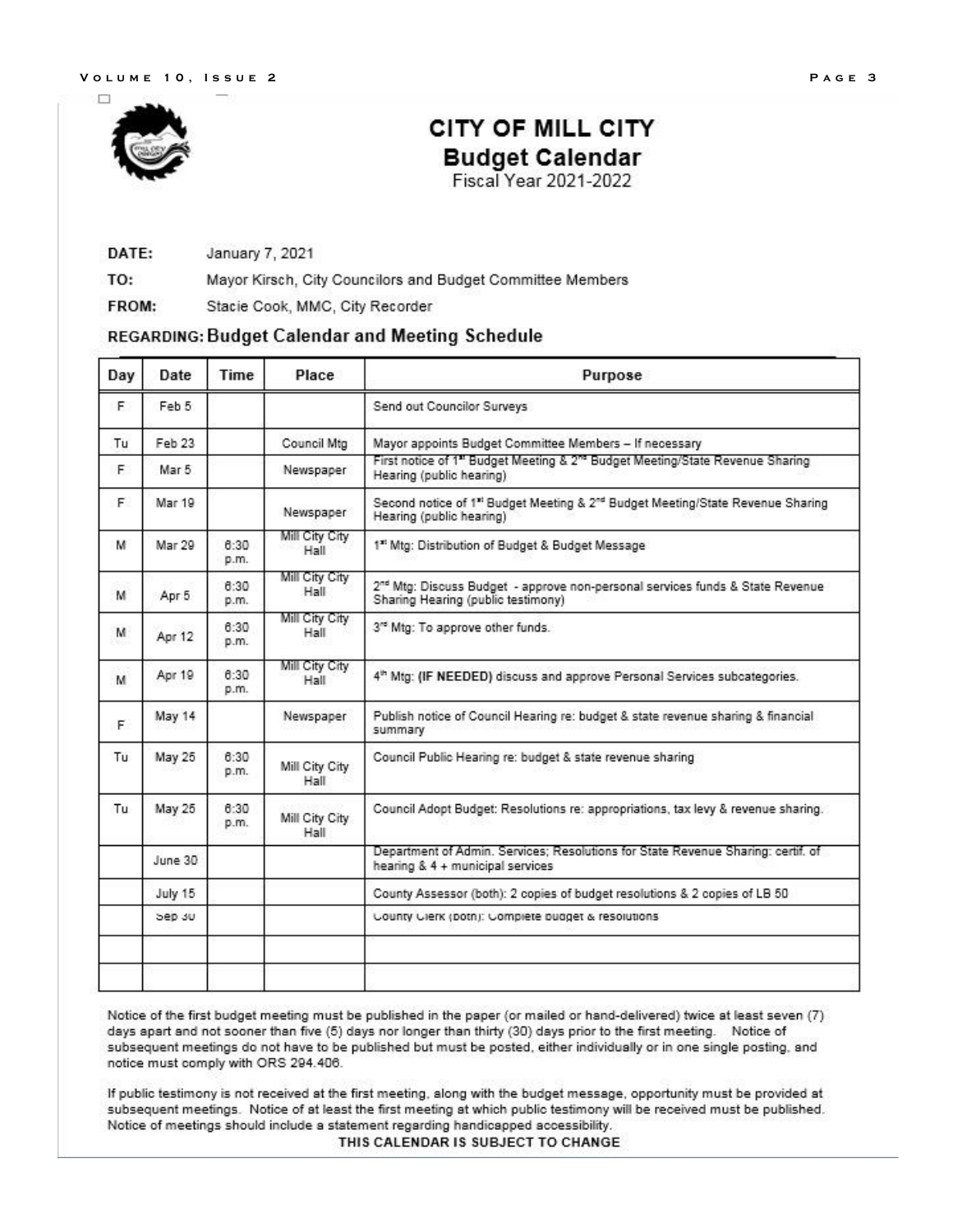# CITY OF MILL CITY

## Budget Calendar

Fiscal Year 2021-2022

**DATE:** January 7, 2021

**TO:** Mayor Kirsch, City Councilors and Budget Committee Members

**FROM:** Stacie Cook, MMC, City Recorder

**REGARDING: Budget Calendar and Meeting Schedule**

| Day | Date | Time | Place | Purpose |
|---|---|---|---|---|
| F | Feb 5 | | | Send out Councilor Surveys |
| Tu | Feb 23 | | Council Mtg | Mayor appoints Budget Committee Members – If necessary |
| F | Mar 5 | | Newspaper | First notice of 1st Budget Meeting & 2nd Budget Meeting/State Revenue Sharing Hearing (public hearing) |
| F | Mar 19 | | Newspaper | Second notice of 1st Budget Meeting & 2nd Budget Meeting/State Revenue Sharing Hearing (public hearing) |
| M | Mar 29 | 6:30 p.m. | Mill City City Hall | 1st Mtg: Distribution of Budget & Budget Message |
| M | Apr 5 | 6:30 p.m. | Mill City City Hall | 2nd Mtg: Discuss Budget - approve non-personal services funds & State Revenue Sharing Hearing (public testimony) |
| M | Apr 12 | 6:30 p.m. | Mill City City Hall | 3rd Mtg: To approve other funds. |
| M | Apr 19 | 6:30 p.m. | Mill City City Hall | 4th Mtg: **(IF NEEDED)** discuss and approve Personal Services subcategories. |
| F | May 14 | | Newspaper | Publish notice of Council Hearing re: budget & state revenue sharing & financial summary |
| Tu | May 25 | 6:30 p.m. | Mill City City Hall | Council Public Hearing re: budget & state revenue sharing |
| Tu | May 25 | 6:30 p.m. | Mill City City Hall | Council Adopt Budget: Resolutions re: appropriations, tax levy & revenue sharing. |
| | June 30 | | | Department of Admin. Services; Resolutions for State Revenue Sharing: certif. of hearing & 4 + municipal services |
| | July 15 | | | County Assessor (both): 2 copies of budget resolutions & 2 copies of LB 50 |
| | Sep 30 | | | County Clerk (both): Complete budget & resolutions |
| | | | | |
| | | | | |

Notice of the first budget meeting must be published in the paper (or mailed or hand-delivered) twice at least seven (7) days apart and not sooner than five (5) days nor longer than thirty (30) days prior to the first meeting. Notice of subsequent meetings do not have to be published but must be posted, either individually or in one single posting, and notice must comply with ORS 294.406.

If public testimony is not received at the first meeting, along with the budget message, opportunity must be provided at subsequent meetings. Notice of at least the first meeting at which public testimony will be received must be published. Notice of meetings should include a statement regarding handicapped accessibility.

**THIS CALENDAR IS SUBJECT TO CHANGE**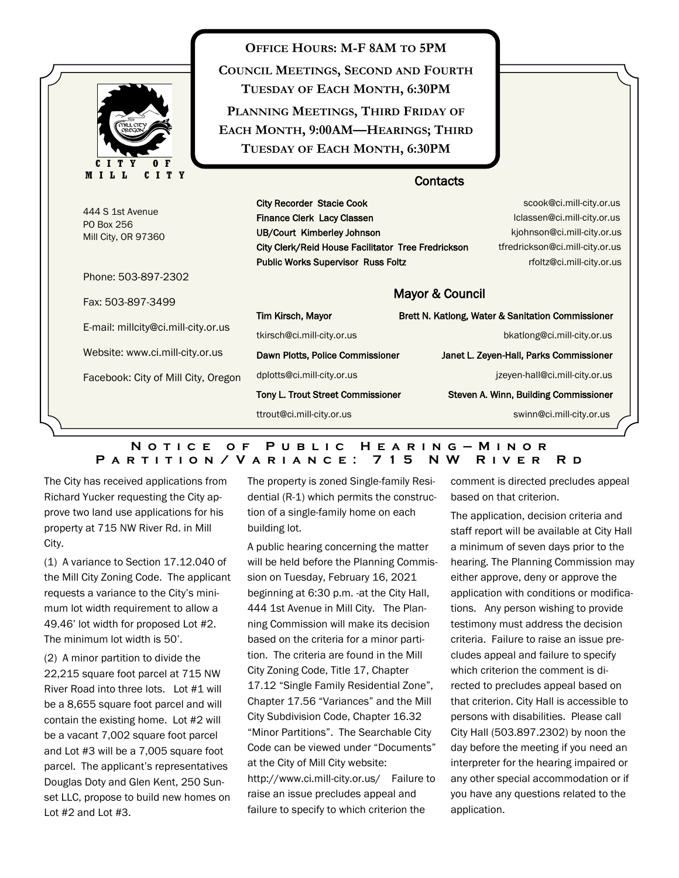**Office Hours: M-F 8AM to 5PM**

**Council Meetings, Second and Fourth Tuesday of Each Month, 6:30PM**

**Planning Meetings, Third Friday of Each Month, 9:00AM—Hearings; Third Tuesday of Each Month, 6:30PM**

CITY OF MILL CITY

444 S 1st Avenue
PO Box 256
Mill City, OR 97360

Phone: 503-897-2302

Fax: 503-897-3499

E-mail: millcity@ci.mill-city.or.us

Website: www.ci.mill-city.or.us

Facebook: City of Mill City, Oregon

## Contacts

| | |
|---|---|
| City Recorder Stacie Cook | scook@ci.mill-city.or.us |
| Finance Clerk Lacy Classen | lclassen@ci.mill-city.or.us |
| UB/Court Kimberley Johnson | kjohnson@ci.mill-city.or.us |
| City Clerk/Reid House Facilitator Tree Fredrickson | tfredrickson@ci.mill-city.or.us |
| Public Works Supervisor Russ Foltz | rfoltz@ci.mill-city.or.us |

## Mayor & Council

| | |
|---|---|
| Tim Kirsch, Mayor | Brett N. Katlong, Water & Sanitation Commissioner |
| tkirsch@ci.mill-city.or.us | bkatlong@ci.mill-city.or.us |
| Dawn Plotts, Police Commissioner | Janet L. Zeyen-Hall, Parks Commissioner |
| dplotts@ci.mill-city.or.us | jzeyen-hall@ci.mill-city.or.us |
| Tony L. Trout Street Commissioner | Steven A. Winn, Building Commissioner |
| ttrout@ci.mill-city.or.us | swinn@ci.mill-city.or.us |

# Notice of Public Hearing—Minor Partition/Variance: 715 NW River Rd

The City has received applications from Richard Yucker requesting the City approve two land use applications for his property at 715 NW River Rd. in Mill City.

(1) A variance to Section 17.12.040 of the Mill City Zoning Code. The applicant requests a variance to the City's minimum lot width requirement to allow a 49.46' lot width for proposed Lot #2. The minimum lot width is 50'.

(2) A minor partition to divide the 22,215 square foot parcel at 715 NW River Road into three lots. Lot #1 will be a 8,655 square foot parcel and will contain the existing home. Lot #2 will be a vacant 7,002 square foot parcel and Lot #3 will be a 7,005 square foot parcel. The applicant's representatives Douglas Doty and Glen Kent, 250 Sunset LLC, propose to build new homes on Lot #2 and Lot #3.

The property is zoned Single-family Residential (R-1) which permits the construction of a single-family home on each building lot.

A public hearing concerning the matter will be held before the Planning Commission on Tuesday, February 16, 2021 beginning at 6:30 p.m. -at the City Hall, 444 1st Avenue in Mill City. The Planning Commission will make its decision based on the criteria for a minor partition. The criteria are found in the Mill City Zoning Code, Title 17, Chapter 17.12 "Single Family Residential Zone", Chapter 17.56 "Variances" and the Mill City Subdivision Code, Chapter 16.32 "Minor Partitions". The Searchable City Code can be viewed under "Documents" at the City of Mill City website: http://www.ci.mill-city.or.us/ Failure to raise an issue precludes appeal and failure to specify to which criterion the comment is directed precludes appeal based on that criterion.

The application, decision criteria and staff report will be available at City Hall a minimum of seven days prior to the hearing. The Planning Commission may either approve, deny or approve the application with conditions or modifications. Any person wishing to provide testimony must address the decision criteria. Failure to raise an issue precludes appeal and failure to specify which criterion the comment is directed to precludes appeal based on that criterion. City Hall is accessible to persons with disabilities. Please call City Hall (503.897.2302) by noon the day before the meeting if you need an interpreter for the hearing impaired or any other special accommodation or if you have any questions related to the application.